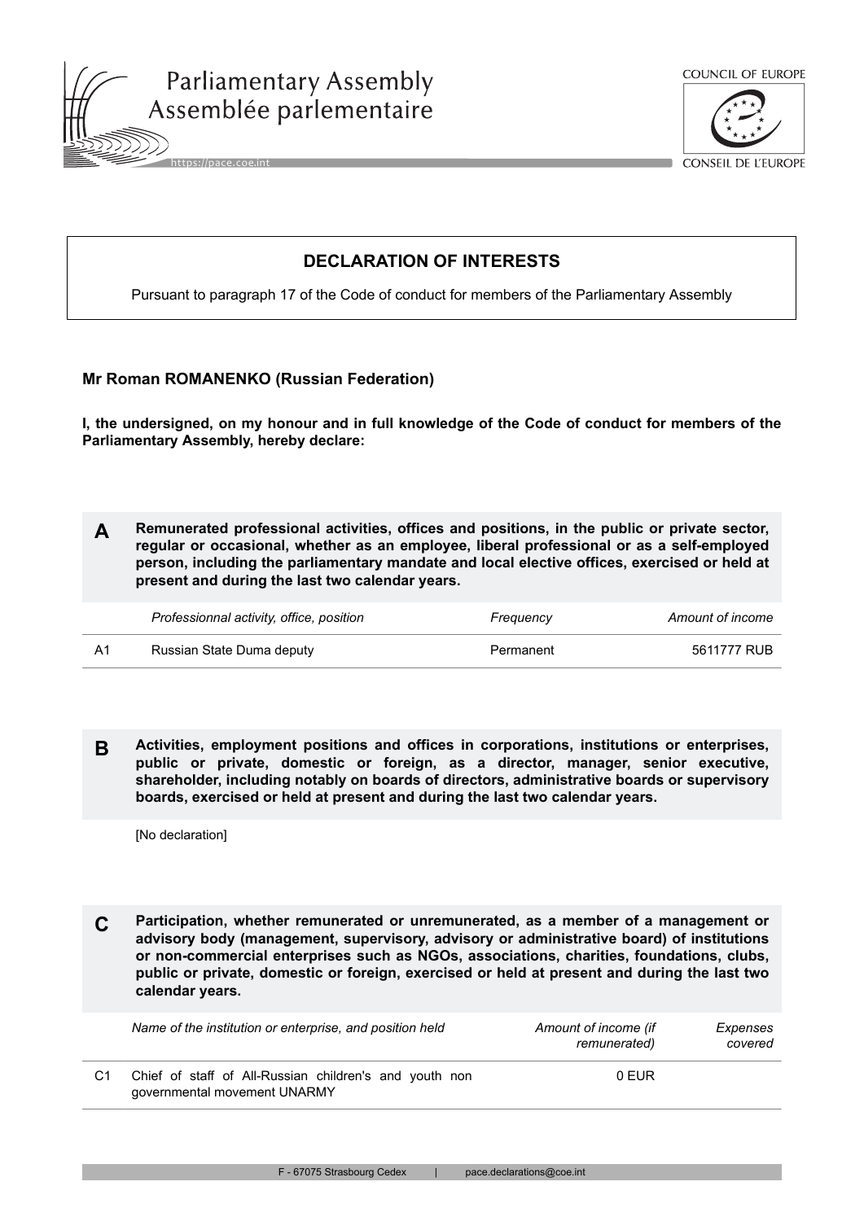Parliamentary Assembly
Assemblée parlementaire

https://pace.coe.int

COUNCIL OF EUROPE
CONSEIL DE L'EUROPE

# DECLARATION OF INTERESTS

Pursuant to paragraph 17 of the Code of conduct for members of the Parliamentary Assembly

**Mr Roman ROMANENKO (Russian Federation)**

**I, the undersigned, on my honour and in full knowledge of the Code of conduct for members of the Parliamentary Assembly, hereby declare:**

## A

**Remunerated professional activities, offices and positions, in the public or private sector, regular or occasional, whether as an employee, liberal professional or as a self-employed person, including the parliamentary mandate and local elective offices, exercised or held at present and during the last two calendar years.**

| | *Professionnal activity, office, position* | *Frequency* | *Amount of income* |
|---|---|---|---|
| A1 | Russian State Duma deputy | Permanent | 5611777 RUB |

## B

**Activities, employment positions and offices in corporations, institutions or enterprises, public or private, domestic or foreign, as a director, manager, senior executive, shareholder, including notably on boards of directors, administrative boards or supervisory boards, exercised or held at present and during the last two calendar years.**

[No declaration]

## C

**Participation, whether remunerated or unremunerated, as a member of a management or advisory body (management, supervisory, advisory or administrative board) of institutions or non-commercial enterprises such as NGOs, associations, charities, foundations, clubs, public or private, domestic or foreign, exercised or held at present and during the last two calendar years.**

| | *Name of the institution or enterprise, and position held* | *Amount of income (if remunerated)* | *Expenses covered* |
|---|---|---|---|
| C1 | Chief of staff of All-Russian children's and youth non governmental movement UNARMY | 0 EUR | |

F - 67075 Strasbourg Cedex | pace.declarations@coe.int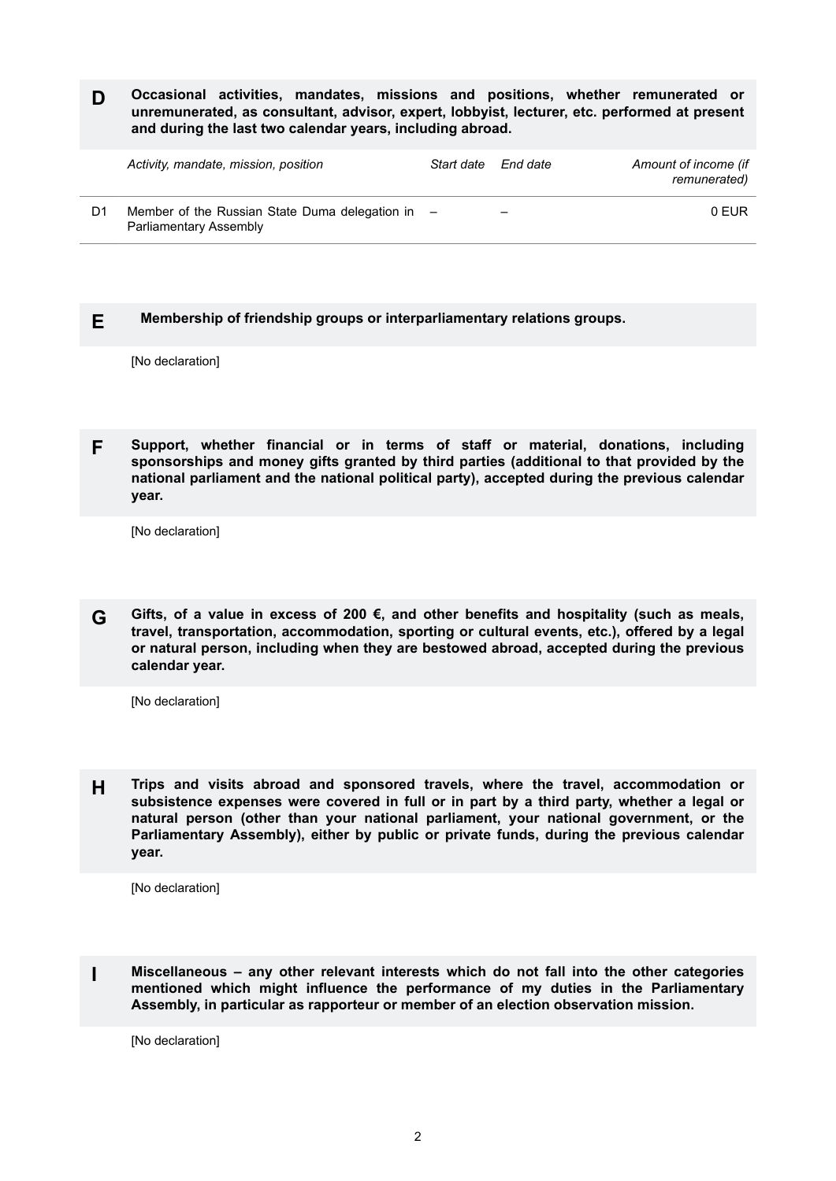**D** **Occasional activities, mandates, missions and positions, whether remunerated or unremunerated, as consultant, advisor, expert, lobbyist, lecturer, etc. performed at present and during the last two calendar years, including abroad.**

| | *Activity, mandate, mission, position* | *Start date* | *End date* | *Amount of income (if remunerated)* |
|---|---|---|---|---|
| D1 | Member of the Russian State Duma delegation in Parliamentary Assembly | – | – | 0 EUR |

**E** **Membership of friendship groups or interparliamentary relations groups.**

[No declaration]

**F** **Support, whether financial or in terms of staff or material, donations, including sponsorships and money gifts granted by third parties (additional to that provided by the national parliament and the national political party), accepted during the previous calendar year.**

[No declaration]

**G** **Gifts, of a value in excess of 200 €, and other benefits and hospitality (such as meals, travel, transportation, accommodation, sporting or cultural events, etc.), offered by a legal or natural person, including when they are bestowed abroad, accepted during the previous calendar year.**

[No declaration]

**H** **Trips and visits abroad and sponsored travels, where the travel, accommodation or subsistence expenses were covered in full or in part by a third party, whether a legal or natural person (other than your national parliament, your national government, or the Parliamentary Assembly), either by public or private funds, during the previous calendar year.**

[No declaration]

**I** **Miscellaneous – any other relevant interests which do not fall into the other categories mentioned which might influence the performance of my duties in the Parliamentary Assembly, in particular as rapporteur or member of an election observation mission.**

[No declaration]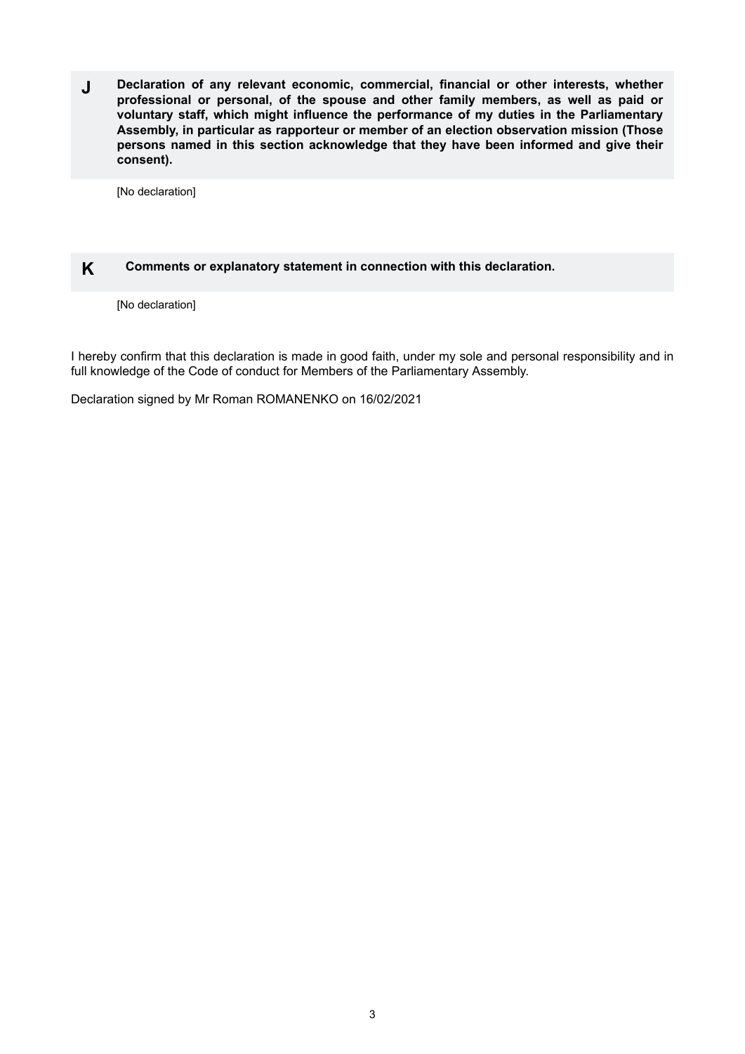**J** **Declaration of any relevant economic, commercial, financial or other interests, whether professional or personal, of the spouse and other family members, as well as paid or voluntary staff, which might influence the performance of my duties in the Parliamentary Assembly, in particular as rapporteur or member of an election observation mission (Those persons named in this section acknowledge that they have been informed and give their consent).**

[No declaration]

**K** **Comments or explanatory statement in connection with this declaration.**

[No declaration]

I hereby confirm that this declaration is made in good faith, under my sole and personal responsibility and in full knowledge of the Code of conduct for Members of the Parliamentary Assembly.

Declaration signed by Mr Roman ROMANENKO on 16/02/2021